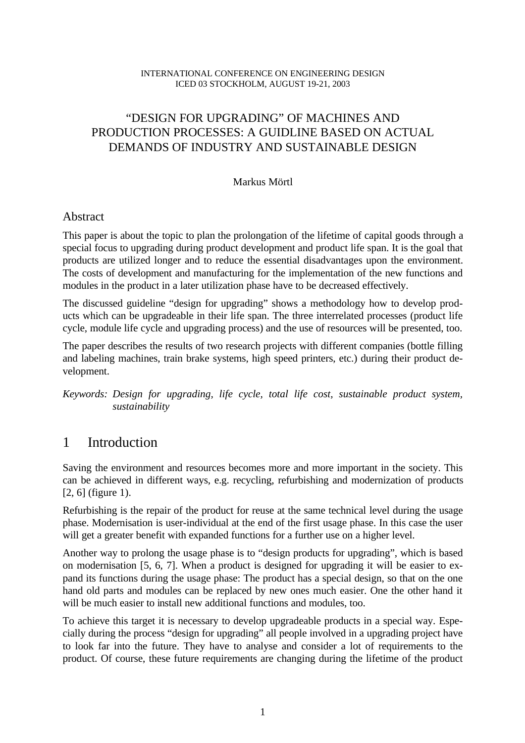INTERNATIONAL CONFERENCE ON ENGINEERING DESIGN
ICED 03 STOCKHOLM, AUGUST 19-21, 2003

# "DESIGN FOR UPGRADING" OF MACHINES AND PRODUCTION PROCESSES: A GUIDLINE BASED ON ACTUAL DEMANDS OF INDUSTRY AND SUSTAINABLE DESIGN

Markus Mörtl

## Abstract

This paper is about the topic to plan the prolongation of the lifetime of capital goods through a special focus to upgrading during product development and product life span. It is the goal that products are utilized longer and to reduce the essential disadvantages upon the environment. The costs of development and manufacturing for the implementation of the new functions and modules in the product in a later utilization phase have to be decreased effectively.

The discussed guideline "design for upgrading" shows a methodology how to develop products which can be upgradeable in their life span. The three interrelated processes (product life cycle, module life cycle and upgrading process) and the use of resources will be presented, too.

The paper describes the results of two research projects with different companies (bottle filling and labeling machines, train brake systems, high speed printers, etc.) during their product development.

*Keywords: Design for upgrading, life cycle, total life cost, sustainable product system, sustainability*

## 1 Introduction

Saving the environment and resources becomes more and more important in the society. This can be achieved in different ways, e.g. recycling, refurbishing and modernization of products [2, 6] (figure 1).

Refurbishing is the repair of the product for reuse at the same technical level during the usage phase. Modernisation is user-individual at the end of the first usage phase. In this case the user will get a greater benefit with expanded functions for a further use on a higher level.

Another way to prolong the usage phase is to "design products for upgrading", which is based on modernisation [5, 6, 7]. When a product is designed for upgrading it will be easier to expand its functions during the usage phase: The product has a special design, so that on the one hand old parts and modules can be replaced by new ones much easier. One the other hand it will be much easier to install new additional functions and modules, too.

To achieve this target it is necessary to develop upgradeable products in a special way. Especially during the process "design for upgrading" all people involved in a upgrading project have to look far into the future. They have to analyse and consider a lot of requirements to the product. Of course, these future requirements are changing during the lifetime of the product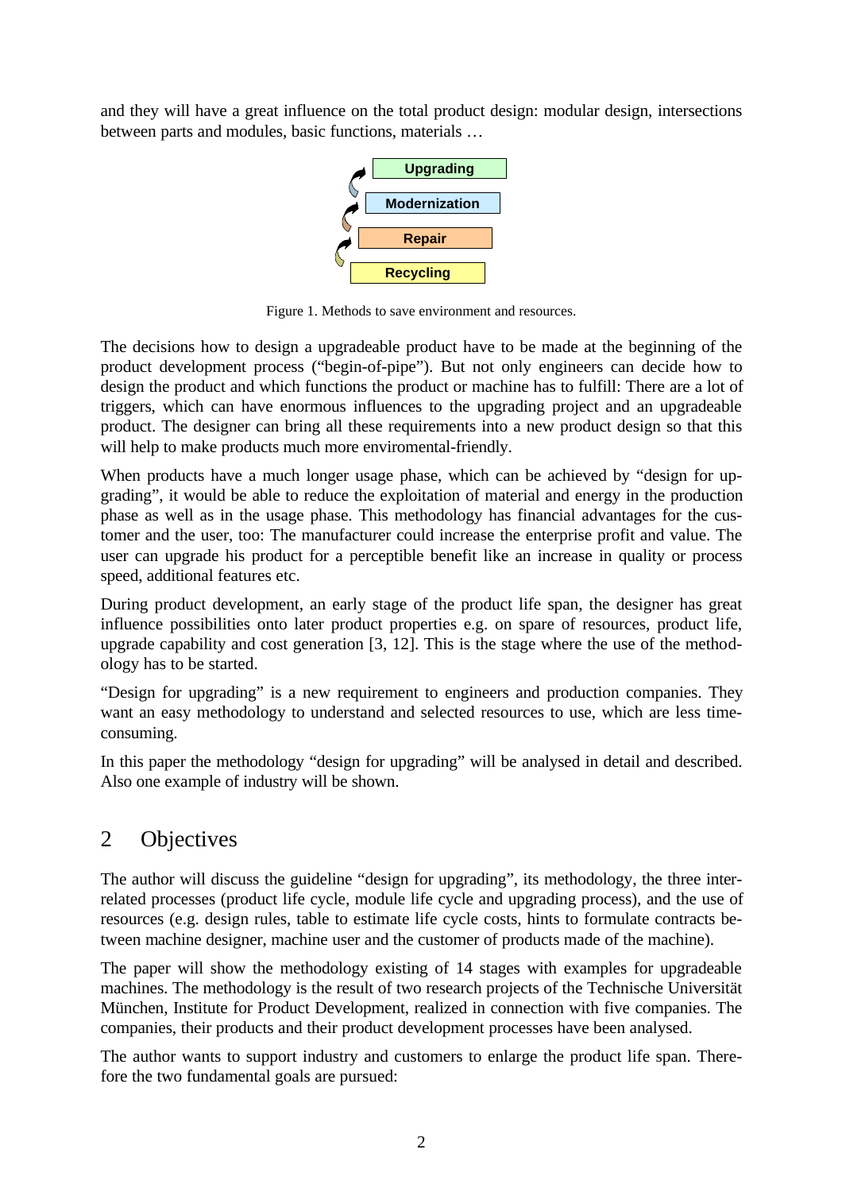and they will have a great influence on the total product design: modular design, intersections between parts and modules, basic functions, materials …

Upgrading

Modernization

Repair

Recycling

Figure 1. Methods to save environment and resources.

The decisions how to design a upgradeable product have to be made at the beginning of the product development process ("begin-of-pipe"). But not only engineers can decide how to design the product and which functions the product or machine has to fulfill: There are a lot of triggers, which can have enormous influences to the upgrading project and an upgradeable product. The designer can bring all these requirements into a new product design so that this will help to make products much more enviromental-friendly.

When products have a much longer usage phase, which can be achieved by "design for upgrading", it would be able to reduce the exploitation of material and energy in the production phase as well as in the usage phase. This methodology has financial advantages for the customer and the user, too: The manufacturer could increase the enterprise profit and value. The user can upgrade his product for a perceptible benefit like an increase in quality or process speed, additional features etc.

During product development, an early stage of the product life span, the designer has great influence possibilities onto later product properties e.g. on spare of resources, product life, upgrade capability and cost generation [3, 12]. This is the stage where the use of the methodology has to be started.

"Design for upgrading" is a new requirement to engineers and production companies. They want an easy methodology to understand and selected resources to use, which are less time-consuming.

In this paper the methodology "design for upgrading" will be analysed in detail and described. Also one example of industry will be shown.

## 2 Objectives

The author will discuss the guideline "design for upgrading", its methodology, the three interrelated processes (product life cycle, module life cycle and upgrading process), and the use of resources (e.g. design rules, table to estimate life cycle costs, hints to formulate contracts between machine designer, machine user and the customer of products made of the machine).

The paper will show the methodology existing of 14 stages with examples for upgradeable machines. The methodology is the result of two research projects of the Technische Universität München, Institute for Product Development, realized in connection with five companies. The companies, their products and their product development processes have been analysed.

The author wants to support industry and customers to enlarge the product life span. Therefore the two fundamental goals are pursued: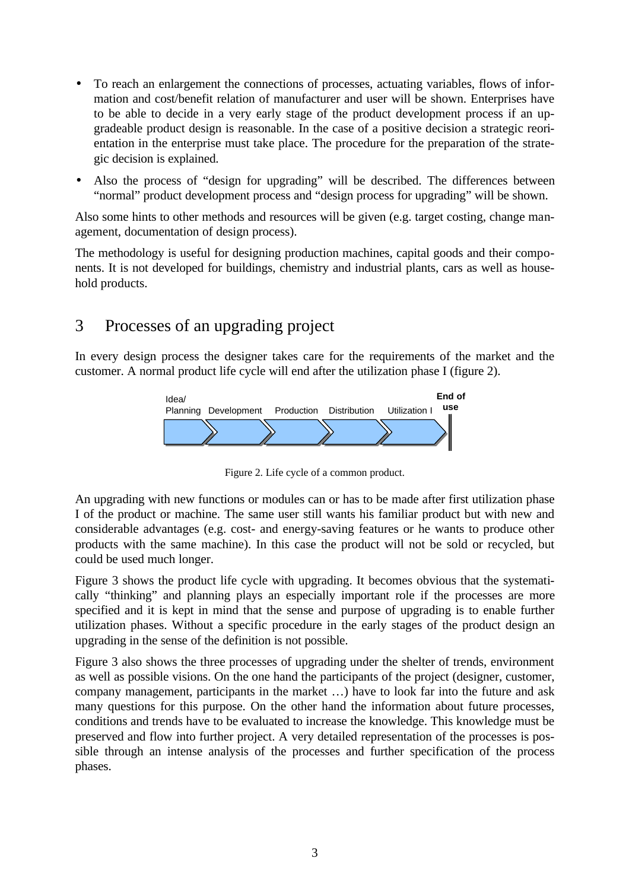- To reach an enlargement the connections of processes, actuating variables, flows of information and cost/benefit relation of manufacturer and user will be shown. Enterprises have to be able to decide in a very early stage of the product development process if an upgradeable product design is reasonable. In the case of a positive decision a strategic reorientation in the enterprise must take place. The procedure for the preparation of the strategic decision is explained.
- Also the process of "design for upgrading" will be described. The differences between "normal" product development process and "design process for upgrading" will be shown.

Also some hints to other methods and resources will be given (e.g. target costing, change management, documentation of design process).

The methodology is useful for designing production machines, capital goods and their components. It is not developed for buildings, chemistry and industrial plants, cars as well as household products.

# 3 Processes of an upgrading project

In every design process the designer takes care for the requirements of the market and the customer. A normal product life cycle will end after the utilization phase I (figure 2).

Idea/Planning → Development → Production → Distribution → Utilization I → **End of use**

Figure 2. Life cycle of a common product.

An upgrading with new functions or modules can or has to be made after first utilization phase I of the product or machine. The same user still wants his familiar product but with new and considerable advantages (e.g. cost- and energy-saving features or he wants to produce other products with the same machine). In this case the product will not be sold or recycled, but could be used much longer.

Figure 3 shows the product life cycle with upgrading. It becomes obvious that the systematically "thinking" and planning plays an especially important role if the processes are more specified and it is kept in mind that the sense and purpose of upgrading is to enable further utilization phases. Without a specific procedure in the early stages of the product design an upgrading in the sense of the definition is not possible.

Figure 3 also shows the three processes of upgrading under the shelter of trends, environment as well as possible visions. On the one hand the participants of the project (designer, customer, company management, participants in the market …) have to look far into the future and ask many questions for this purpose. On the other hand the information about future processes, conditions and trends have to be evaluated to increase the knowledge. This knowledge must be preserved and flow into further project. A very detailed representation of the processes is possible through an intense analysis of the processes and further specification of the process phases.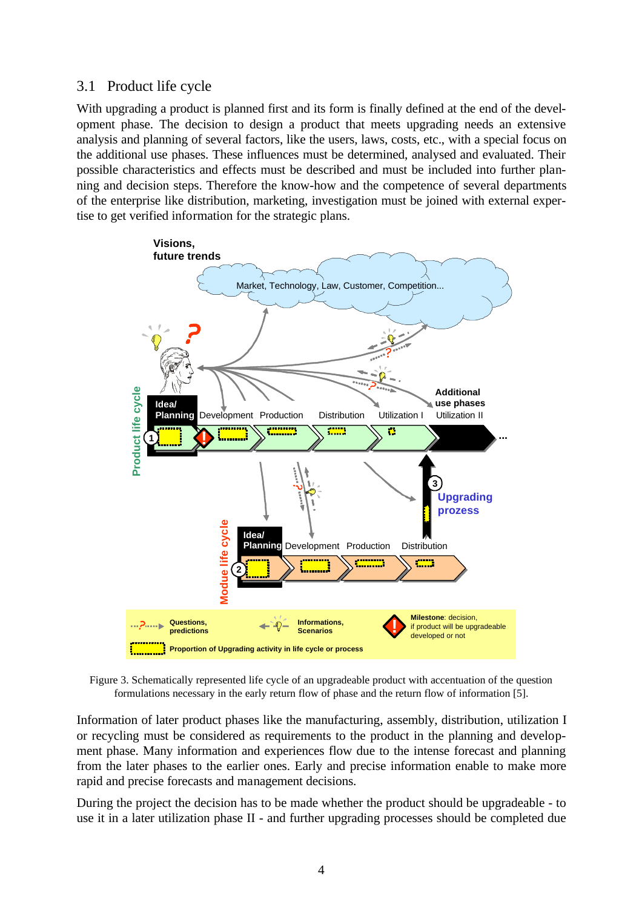## 3.1 Product life cycle

With upgrading a product is planned first and its form is finally defined at the end of the development phase. The decision to design a product that meets upgrading needs an extensive analysis and planning of several factors, like the users, laws, costs, etc., with a special focus on the additional use phases. These influences must be determined, analysed and evaluated. Their possible characteristics and effects must be described and must be included into further planning and decision steps. Therefore the know-how and the competence of several departments of the enterprise like distribution, marketing, investigation must be joined with external expertise to get verified information for the strategic plans.

Figure 3. Schematically represented life cycle of an upgradeable product with accentuation of the question formulations necessary in the early return flow of phase and the return flow of information [5].

Information of later product phases like the manufacturing, assembly, distribution, utilization I or recycling must be considered as requirements to the product in the planning and development phase. Many information and experiences flow due to the intense forecast and planning from the later phases to the earlier ones. Early and precise information enable to make more rapid and precise forecasts and management decisions.

During the project the decision has to be made whether the product should be upgradeable - to use it in a later utilization phase II - and further upgrading processes should be completed due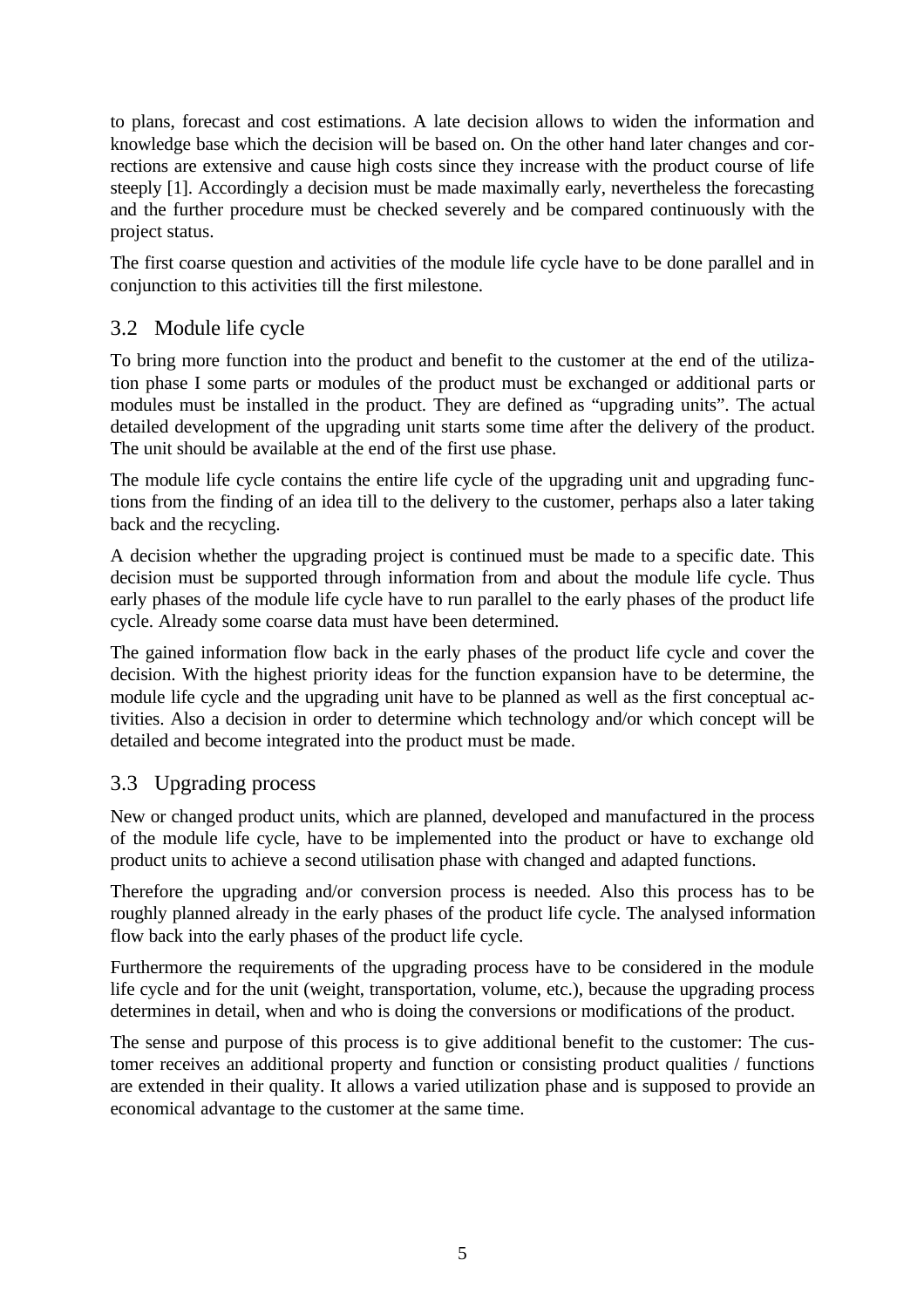to plans, forecast and cost estimations. A late decision allows to widen the information and knowledge base which the decision will be based on. On the other hand later changes and corrections are extensive and cause high costs since they increase with the product course of life steeply [1]. Accordingly a decision must be made maximally early, nevertheless the forecasting and the further procedure must be checked severely and be compared continuously with the project status.

The first coarse question and activities of the module life cycle have to be done parallel and in conjunction to this activities till the first milestone.

## 3.2 Module life cycle

To bring more function into the product and benefit to the customer at the end of the utilization phase I some parts or modules of the product must be exchanged or additional parts or modules must be installed in the product. They are defined as "upgrading units". The actual detailed development of the upgrading unit starts some time after the delivery of the product. The unit should be available at the end of the first use phase.

The module life cycle contains the entire life cycle of the upgrading unit and upgrading functions from the finding of an idea till to the delivery to the customer, perhaps also a later taking back and the recycling.

A decision whether the upgrading project is continued must be made to a specific date. This decision must be supported through information from and about the module life cycle. Thus early phases of the module life cycle have to run parallel to the early phases of the product life cycle. Already some coarse data must have been determined.

The gained information flow back in the early phases of the product life cycle and cover the decision. With the highest priority ideas for the function expansion have to be determine, the module life cycle and the upgrading unit have to be planned as well as the first conceptual activities. Also a decision in order to determine which technology and/or which concept will be detailed and become integrated into the product must be made.

## 3.3 Upgrading process

New or changed product units, which are planned, developed and manufactured in the process of the module life cycle, have to be implemented into the product or have to exchange old product units to achieve a second utilisation phase with changed and adapted functions.

Therefore the upgrading and/or conversion process is needed. Also this process has to be roughly planned already in the early phases of the product life cycle. The analysed information flow back into the early phases of the product life cycle.

Furthermore the requirements of the upgrading process have to be considered in the module life cycle and for the unit (weight, transportation, volume, etc.), because the upgrading process determines in detail, when and who is doing the conversions or modifications of the product.

The sense and purpose of this process is to give additional benefit to the customer: The customer receives an additional property and function or consisting product qualities / functions are extended in their quality. It allows a varied utilization phase and is supposed to provide an economical advantage to the customer at the same time.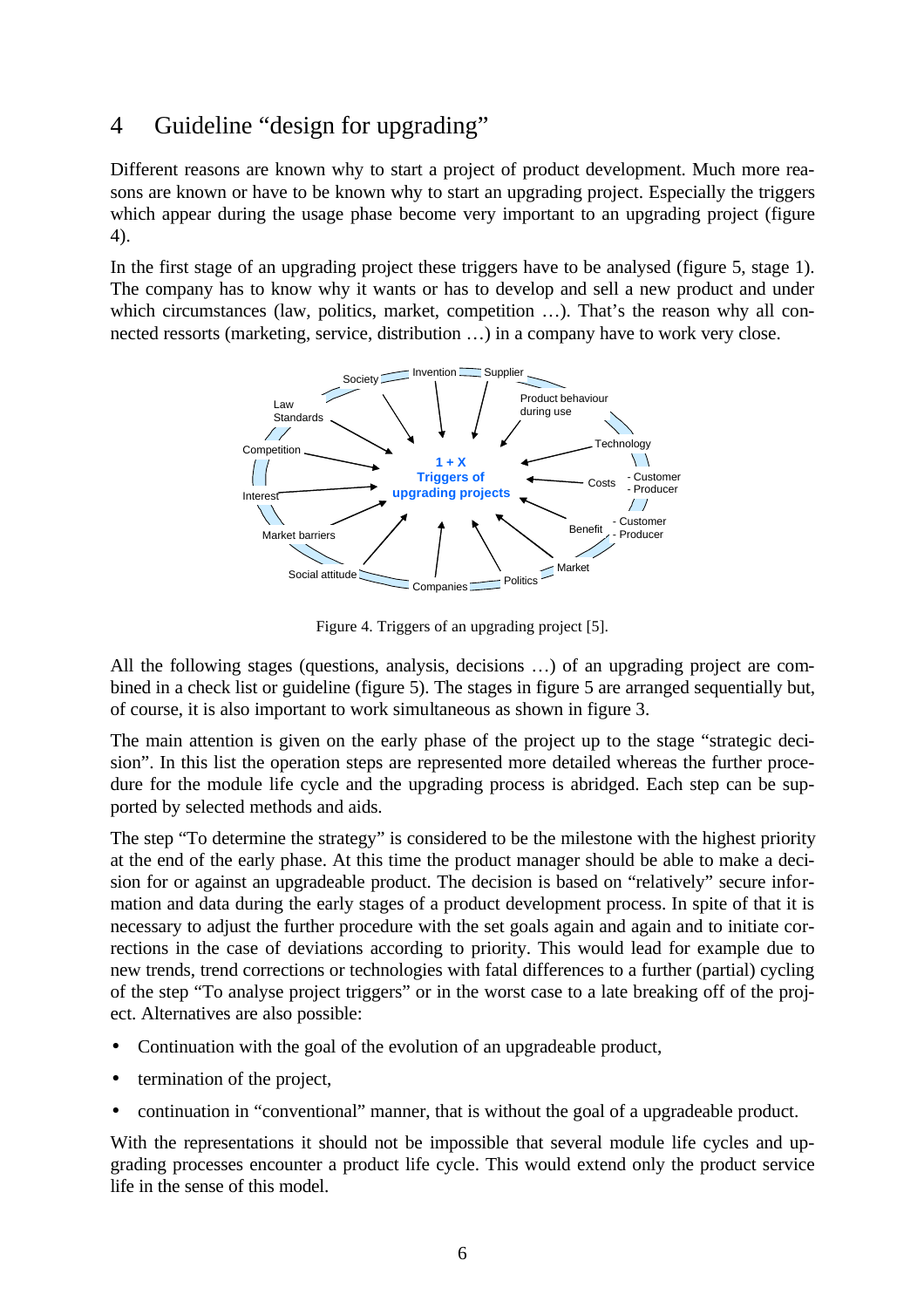# 4 Guideline "design for upgrading"

Different reasons are known why to start a project of product development. Much more reasons are known or have to be known why to start an upgrading project. Especially the triggers which appear during the usage phase become very important to an upgrading project (figure 4).

In the first stage of an upgrading project these triggers have to be analysed (figure 5, stage 1). The company has to know why it wants or has to develop and sell a new product and under which circumstances (law, politics, market, competition …). That's the reason why all connected ressorts (marketing, service, distribution …) in a company have to work very close.

Figure 4. Triggers of an upgrading project [5].

All the following stages (questions, analysis, decisions …) of an upgrading project are combined in a check list or guideline (figure 5). The stages in figure 5 are arranged sequentially but, of course, it is also important to work simultaneous as shown in figure 3.

The main attention is given on the early phase of the project up to the stage "strategic decision". In this list the operation steps are represented more detailed whereas the further procedure for the module life cycle and the upgrading process is abridged. Each step can be supported by selected methods and aids.

The step "To determine the strategy" is considered to be the milestone with the highest priority at the end of the early phase. At this time the product manager should be able to make a decision for or against an upgradeable product. The decision is based on "relatively" secure information and data during the early stages of a product development process. In spite of that it is necessary to adjust the further procedure with the set goals again and again and to initiate corrections in the case of deviations according to priority. This would lead for example due to new trends, trend corrections or technologies with fatal differences to a further (partial) cycling of the step "To analyse project triggers" or in the worst case to a late breaking off of the project. Alternatives are also possible:

- Continuation with the goal of the evolution of an upgradeable product,
- termination of the project,
- continuation in "conventional" manner, that is without the goal of a upgradeable product.

With the representations it should not be impossible that several module life cycles and upgrading processes encounter a product life cycle. This would extend only the product service life in the sense of this model.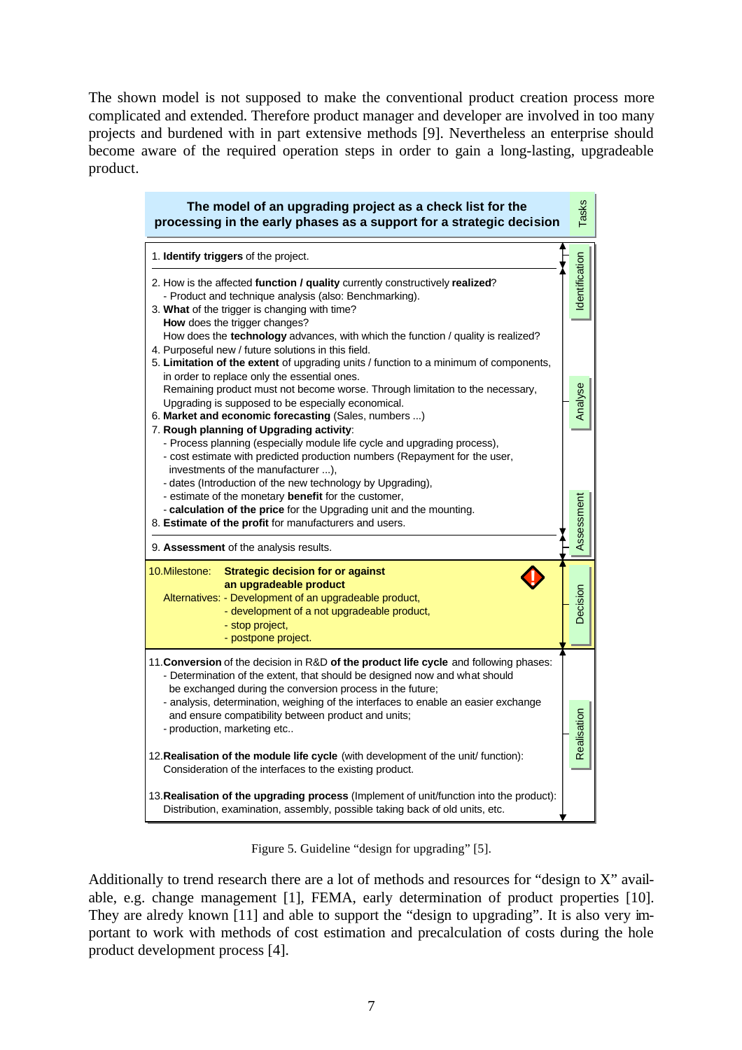The shown model is not supposed to make the conventional product creation process more complicated and extended. Therefore product manager and developer are involved in too many projects and burdened with in part extensive methods [9]. Nevertheless an enterprise should become aware of the required operation steps in order to gain a long-lasting, upgradeable product.

| The model of an upgrading project as a check list for the processing in the early phases as a support for a strategic decision | Tasks |
|---|---|
| 1. **Identify triggers** of the project. | Identification |
| 2. How is the affected **function / quality** currently constructively **realized**?<br>- Product and technique analysis (also: Benchmarking).<br>3. **What** of the trigger is changing with time?<br>**How** does the trigger changes?<br>How does the **technology** advances, with which the function / quality is realized?<br>4. Purposeful new / future solutions in this field.<br>5. **Limitation of the extent** of upgrading units / function to a minimum of components, in order to replace only the essential ones.<br>Remaining product must not become worse. Through limitation to the necessary, Upgrading is supposed to be especially economical.<br>6. **Market and economic forecasting** (Sales, numbers ...)<br>7. **Rough planning of Upgrading activity**:<br>- Process planning (especially module life cycle and upgrading process),<br>- cost estimate with predicted production numbers (Repayment for the user, investments of the manufacturer ...),<br>- dates (Introduction of the new technology by Upgrading),<br>- estimate of the monetary **benefit** for the customer,<br>- **calculation of the price** for the Upgrading unit and the mounting.<br>8. **Estimate of the profit** for manufacturers and users. | Analyse |
| 9. **Assessment** of the analysis results. | Assessment |
| 10. Milestone: **Strategic decision for or against an upgradeable product**<br>Alternatives: - Development of an upgradeable product,<br>- development of a not upgradeable product,<br>- stop project,<br>- postpone project. | Decision |
| 11. **Conversion** of the decision in R&D **of the product life cycle** and following phases:<br>- Determination of the extent, that should be designed now and what should be exchanged during the conversion process in the future;<br>- analysis, determination, weighing of the interfaces to enable an easier exchange and ensure compatibility between product and units;<br>- production, marketing etc..<br>12. **Realisation of the module life cycle** (with development of the unit/ function): Consideration of the interfaces to the existing product.<br>13. **Realisation of the upgrading process** (Implement of unit/function into the product): Distribution, examination, assembly, possible taking back of old units, etc. | Realisation |

Figure 5. Guideline "design for upgrading" [5].

Additionally to trend research there are a lot of methods and resources for "design to X" available, e.g. change management [1], FEMA, early determination of product properties [10]. They are alredy known [11] and able to support the "design to upgrading". It is also very important to work with methods of cost estimation and precalculation of costs during the hole product development process [4].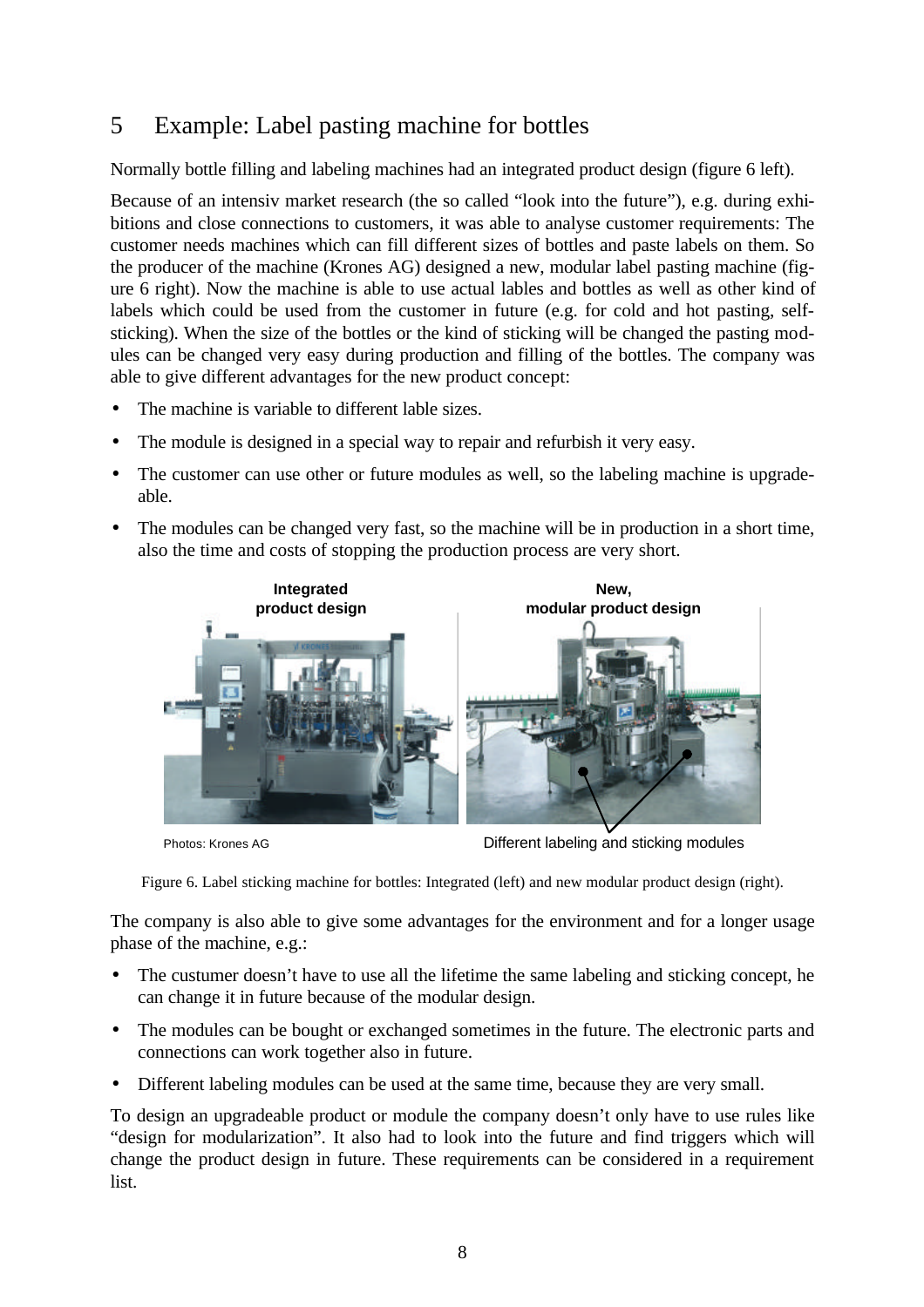## 5 Example: Label pasting machine for bottles

Normally bottle filling and labeling machines had an integrated product design (figure 6 left).

Because of an intensiv market research (the so called "look into the future"), e.g. during exhibitions and close connections to customers, it was able to analyse customer requirements: The customer needs machines which can fill different sizes of bottles and paste labels on them. So the producer of the machine (Krones AG) designed a new, modular label pasting machine (figure 6 right). Now the machine is able to use actual lables and bottles as well as other kind of labels which could be used from the customer in future (e.g. for cold and hot pasting, self-sticking). When the size of the bottles or the kind of sticking will be changed the pasting modules can be changed very easy during production and filling of the bottles. The company was able to give different advantages for the new product concept:

- The machine is variable to different lable sizes.
- The module is designed in a special way to repair and refurbish it very easy.
- The customer can use other or future modules as well, so the labeling machine is upgradeable.
- The modules can be changed very fast, so the machine will be in production in a short time, also the time and costs of stopping the production process are very short.

Integrated product design

New, modular product design

Photos: Krones AG

Different labeling and sticking modules

Figure 6. Label sticking machine for bottles: Integrated (left) and new modular product design (right).

The company is also able to give some advantages for the environment and for a longer usage phase of the machine, e.g.:

- The custumer doesn't have to use all the lifetime the same labeling and sticking concept, he can change it in future because of the modular design.
- The modules can be bought or exchanged sometimes in the future. The electronic parts and connections can work together also in future.
- Different labeling modules can be used at the same time, because they are very small.

To design an upgradeable product or module the company doesn't only have to use rules like "design for modularization". It also had to look into the future and find triggers which will change the product design in future. These requirements can be considered in a requirement list.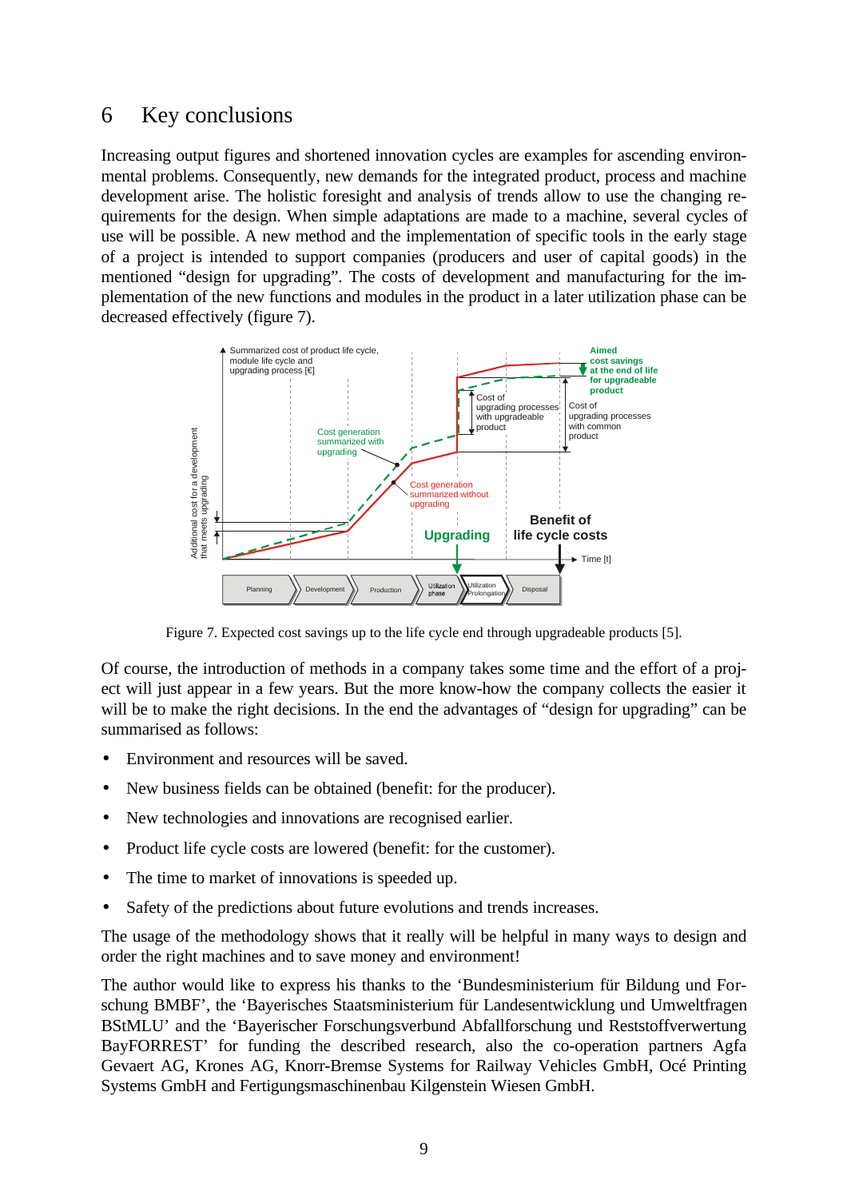## 6 Key conclusions

Increasing output figures and shortened innovation cycles are examples for ascending environmental problems. Consequently, new demands for the integrated product, process and machine development arise. The holistic foresight and analysis of trends allow to use the changing requirements for the design. When simple adaptations are made to a machine, several cycles of use will be possible. A new method and the implementation of specific tools in the early stage of a project is intended to support companies (producers and user of capital goods) in the mentioned "design for upgrading". The costs of development and manufacturing for the implementation of the new functions and modules in the product in a later utilization phase can be decreased effectively (figure 7).

Figure 7. Expected cost savings up to the life cycle end through upgradeable products [5].

Of course, the introduction of methods in a company takes some time and the effort of a project will just appear in a few years. But the more know-how the company collects the easier it will be to make the right decisions. In the end the advantages of "design for upgrading" can be summarised as follows:

- Environment and resources will be saved.
- New business fields can be obtained (benefit: for the producer).
- New technologies and innovations are recognised earlier.
- Product life cycle costs are lowered (benefit: for the customer).
- The time to market of innovations is speeded up.
- Safety of the predictions about future evolutions and trends increases.

The usage of the methodology shows that it really will be helpful in many ways to design and order the right machines and to save money and environment!

The author would like to express his thanks to the 'Bundesministerium für Bildung und Forschung BMBF', the 'Bayerisches Staatsministerium für Landesentwicklung und Umweltfragen BStMLU' and the 'Bayerischer Forschungsverbund Abfallforschung und Reststoffverwertung BayFORREST' for funding the described research, also the co-operation partners Agfa Gevaert AG, Krones AG, Knorr-Bremse Systems for Railway Vehicles GmbH, Océ Printing Systems GmbH and Fertigungsmaschinenbau Kilgenstein Wiesen GmbH.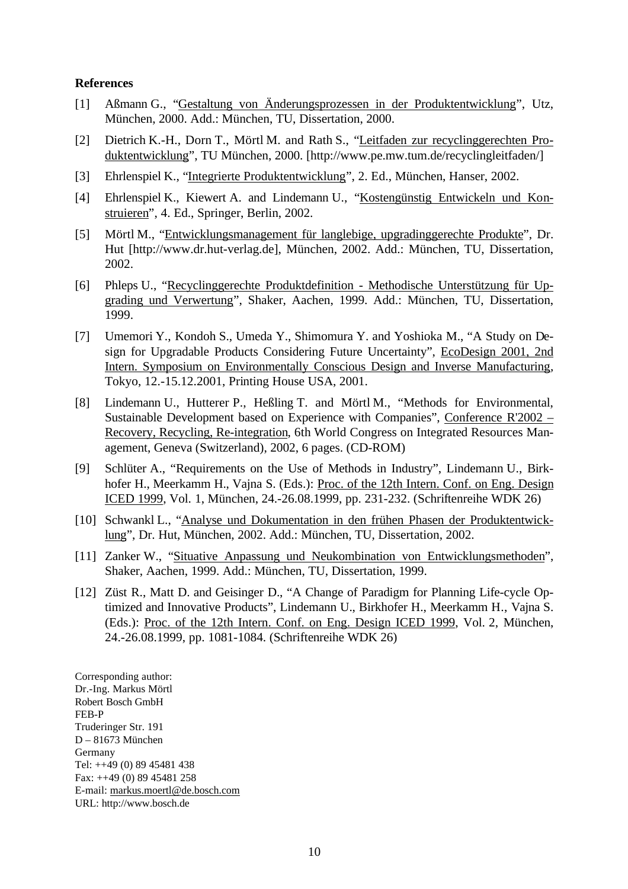**References**

[1] Aßmann G., "Gestaltung von Änderungsprozessen in der Produktentwicklung", Utz, München, 2000. Add.: München, TU, Dissertation, 2000.

[2] Dietrich K.-H., Dorn T., Mörtl M. and Rath S., "Leitfaden zur recyclinggerechten Produktentwicklung", TU München, 2000. [http://www.pe.mw.tum.de/recyclingleitfaden/]

[3] Ehrlenspiel K., "Integrierte Produktentwicklung", 2. Ed., München, Hanser, 2002.

[4] Ehrlenspiel K., Kiewert A. and Lindemann U., "Kostengünstig Entwickeln und Konstruieren", 4. Ed., Springer, Berlin, 2002.

[5] Mörtl M., "Entwicklungsmanagement für langlebige, upgradinggerechte Produkte", Dr. Hut [http://www.dr.hut-verlag.de], München, 2002. Add.: München, TU, Dissertation, 2002.

[6] Phleps U., "Recyclinggerechte Produktdefinition - Methodische Unterstützung für Upgrading und Verwertung", Shaker, Aachen, 1999. Add.: München, TU, Dissertation, 1999.

[7] Umemori Y., Kondoh S., Umeda Y., Shimomura Y. and Yoshioka M., "A Study on Design for Upgradable Products Considering Future Uncertainty", EcoDesign 2001, 2nd Intern. Symposium on Environmentally Conscious Design and Inverse Manufacturing, Tokyo, 12.-15.12.2001, Printing House USA, 2001.

[8] Lindemann U., Hutterer P., Heßling T. and Mörtl M., "Methods for Environmental, Sustainable Development based on Experience with Companies", Conference R'2002 – Recovery, Recycling, Re-integration, 6th World Congress on Integrated Resources Management, Geneva (Switzerland), 2002, 6 pages. (CD-ROM)

[9] Schlüter A., "Requirements on the Use of Methods in Industry", Lindemann U., Birkhofer H., Meerkamm H., Vajna S. (Eds.): Proc. of the 12th Intern. Conf. on Eng. Design ICED 1999, Vol. 1, München, 24.-26.08.1999, pp. 231-232. (Schriftenreihe WDK 26)

[10] Schwankl L., "Analyse und Dokumentation in den frühen Phasen der Produktentwicklung", Dr. Hut, München, 2002. Add.: München, TU, Dissertation, 2002.

[11] Zanker W., "Situative Anpassung und Neukombination von Entwicklungsmethoden", Shaker, Aachen, 1999. Add.: München, TU, Dissertation, 1999.

[12] Züst R., Matt D. and Geisinger D., "A Change of Paradigm for Planning Life-cycle Optimized and Innovative Products", Lindemann U., Birkhofer H., Meerkamm H., Vajna S. (Eds.): Proc. of the 12th Intern. Conf. on Eng. Design ICED 1999, Vol. 2, München, 24.-26.08.1999, pp. 1081-1084. (Schriftenreihe WDK 26)

Corresponding author:
Dr.-Ing. Markus Mörtl
Robert Bosch GmbH
FEB-P
Truderinger Str. 191
D – 81673 München
Germany
Tel: ++49 (0) 89 45481 438
Fax: ++49 (0) 89 45481 258
E-mail: markus.moertl@de.bosch.com
URL: http://www.bosch.de